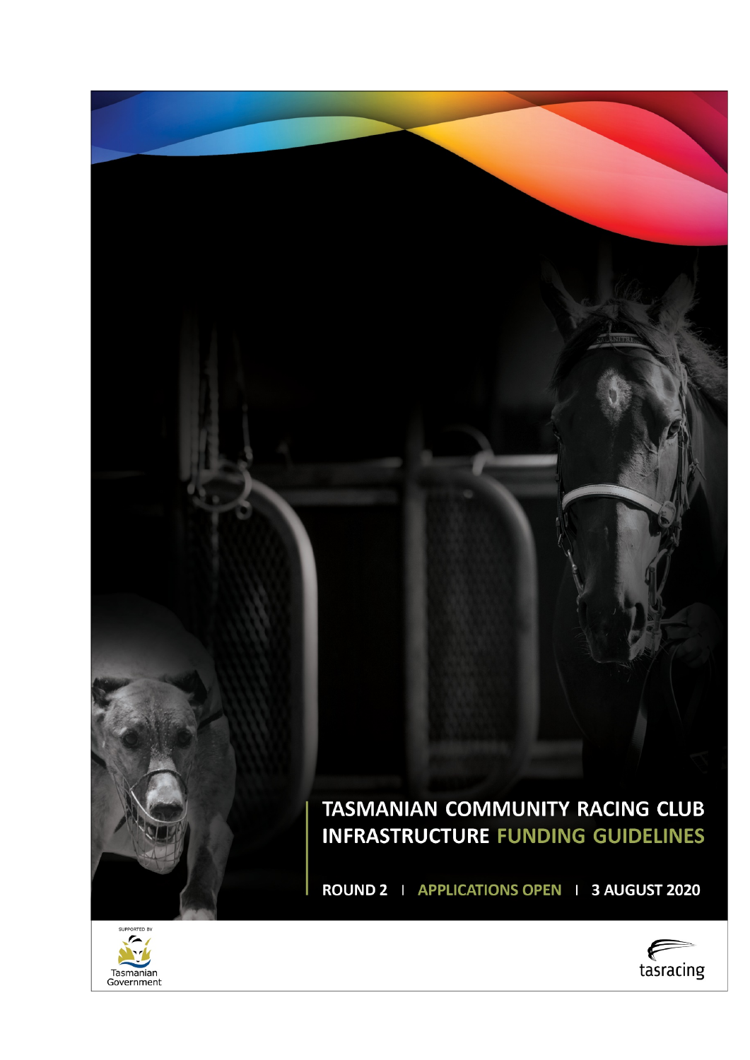# TASMANIAN COMMUNITY RACING CLUB INFRASTRUCTURE FUNDING GUIDELINES

**ROUND 2 | APPLICATIONS OPEN | 3 AUGUST 2020**

SUPPORTED BY

Tasmanian Government

tasracing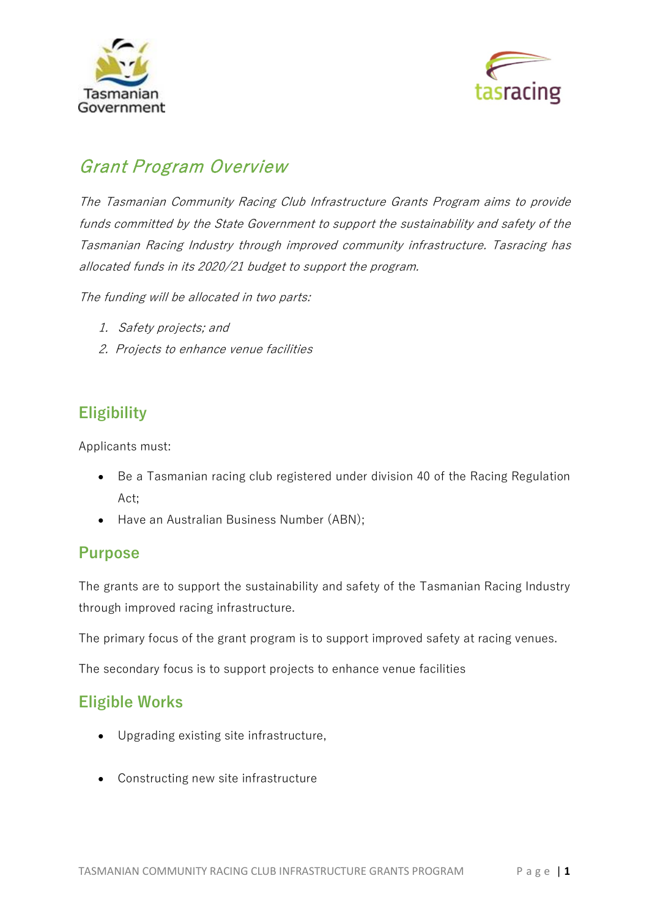## *Grant Program Overview*

*The Tasmanian Community Racing Club Infrastructure Grants Program aims to provide funds committed by the State Government to support the sustainability and safety of the Tasmanian Racing Industry through improved community infrastructure. Tasracing has allocated funds in its 2020/21 budget to support the program.*

*The funding will be allocated in two parts:*

1. *Safety projects; and*
2. *Projects to enhance venue facilities*

## Eligibility

Applicants must:

- Be a Tasmanian racing club registered under division 40 of the Racing Regulation Act;
- Have an Australian Business Number (ABN);

## Purpose

The grants are to support the sustainability and safety of the Tasmanian Racing Industry through improved racing infrastructure.

The primary focus of the grant program is to support improved safety at racing venues.

The secondary focus is to support projects to enhance venue facilities

## Eligible Works

- Upgrading existing site infrastructure,
- Constructing new site infrastructure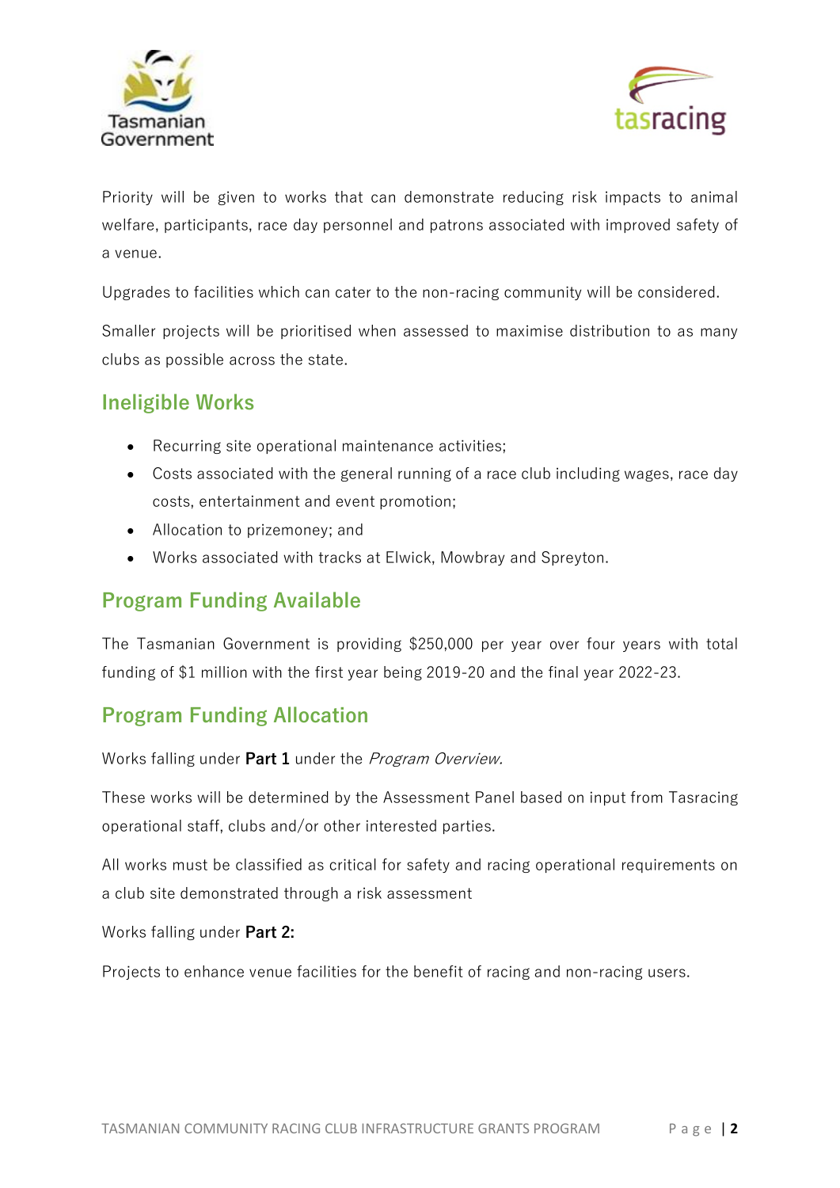Priority will be given to works that can demonstrate reducing risk impacts to animal welfare, participants, race day personnel and patrons associated with improved safety of a venue.

Upgrades to facilities which can cater to the non-racing community will be considered.

Smaller projects will be prioritised when assessed to maximise distribution to as many clubs as possible across the state.

## Ineligible Works

- Recurring site operational maintenance activities;
- Costs associated with the general running of a race club including wages, race day costs, entertainment and event promotion;
- Allocation to prizemoney; and
- Works associated with tracks at Elwick, Mowbray and Spreyton.

## Program Funding Available

The Tasmanian Government is providing $250,000 per year over four years with total funding of $1 million with the first year being 2019-20 and the final year 2022-23.

## Program Funding Allocation

Works falling under **Part 1** under the *Program Overview.*

These works will be determined by the Assessment Panel based on input from Tasracing operational staff, clubs and/or other interested parties.

All works must be classified as critical for safety and racing operational requirements on a club site demonstrated through a risk assessment

Works falling under **Part 2:**

Projects to enhance venue facilities for the benefit of racing and non-racing users.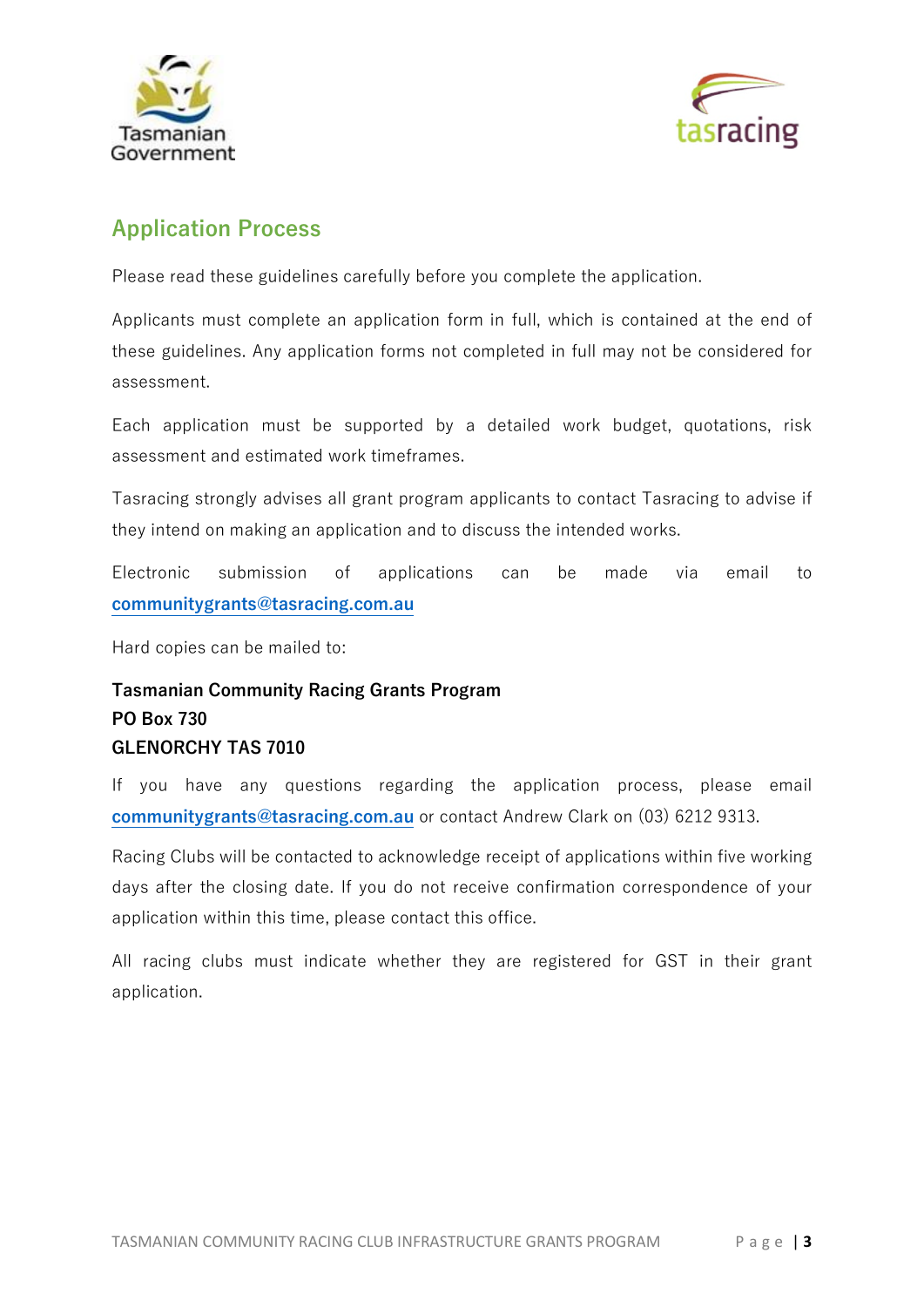## Application Process

Please read these guidelines carefully before you complete the application.

Applicants must complete an application form in full, which is contained at the end of these guidelines. Any application forms not completed in full may not be considered for assessment.

Each application must be supported by a detailed work budget, quotations, risk assessment and estimated work timeframes.

Tasracing strongly advises all grant program applicants to contact Tasracing to advise if they intend on making an application and to discuss the intended works.

Electronic submission of applications can be made via email to **communitygrants@tasracing.com.au**

Hard copies can be mailed to:

**Tasmanian Community Racing Grants Program**
**PO Box 730**
**GLENORCHY TAS 7010**

If you have any questions regarding the application process, please email **communitygrants@tasracing.com.au** or contact Andrew Clark on (03) 6212 9313.

Racing Clubs will be contacted to acknowledge receipt of applications within five working days after the closing date. If you do not receive confirmation correspondence of your application within this time, please contact this office.

All racing clubs must indicate whether they are registered for GST in their grant application.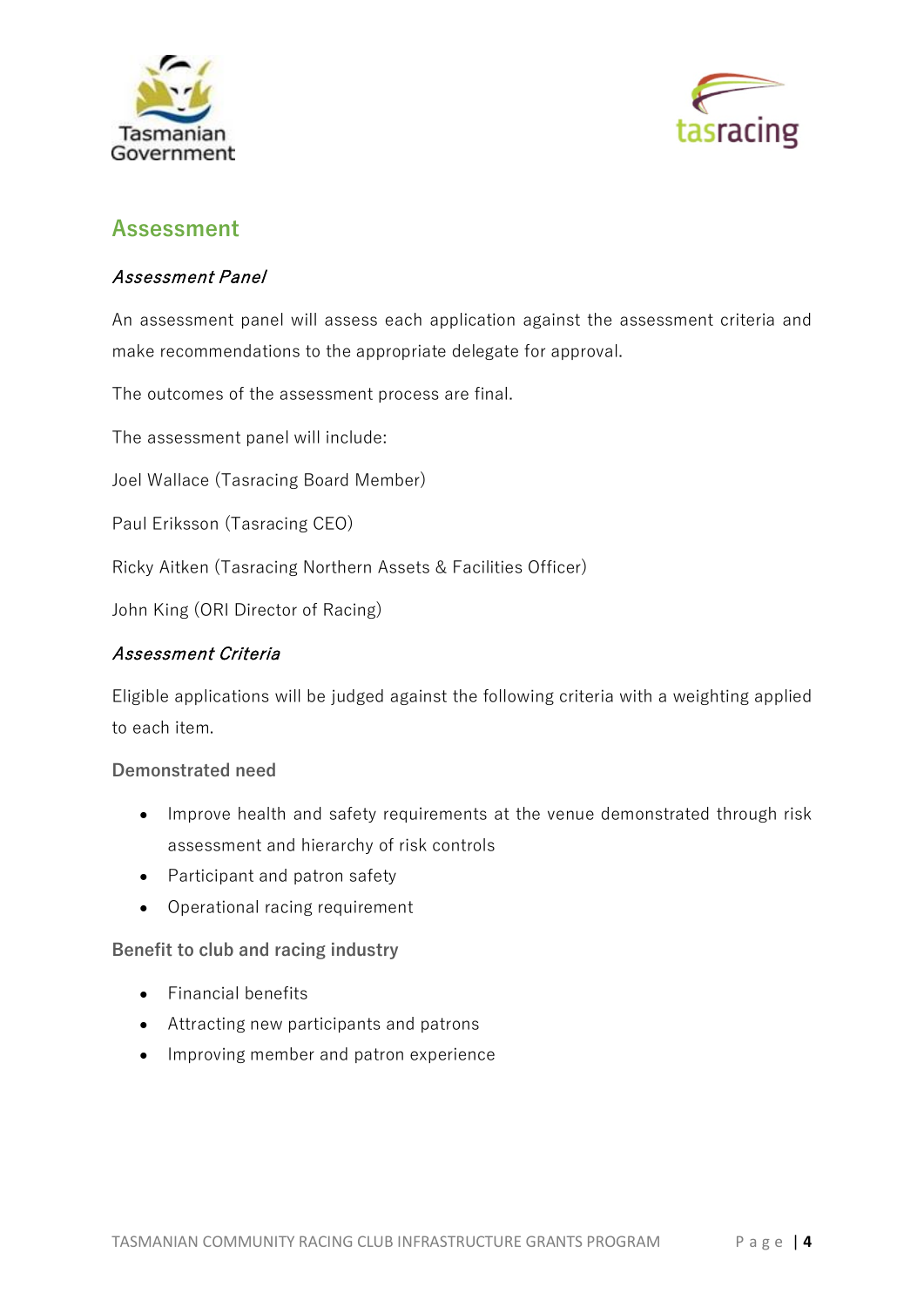## Assessment

### *Assessment Panel*

An assessment panel will assess each application against the assessment criteria and make recommendations to the appropriate delegate for approval.

The outcomes of the assessment process are final.

The assessment panel will include:

Joel Wallace (Tasracing Board Member)

Paul Eriksson (Tasracing CEO)

Ricky Aitken (Tasracing Northern Assets & Facilities Officer)

John King (ORI Director of Racing)

### *Assessment Criteria*

Eligible applications will be judged against the following criteria with a weighting applied to each item.

#### Demonstrated need

- Improve health and safety requirements at the venue demonstrated through risk assessment and hierarchy of risk controls
- Participant and patron safety
- Operational racing requirement

#### Benefit to club and racing industry

- Financial benefits
- Attracting new participants and patrons
- Improving member and patron experience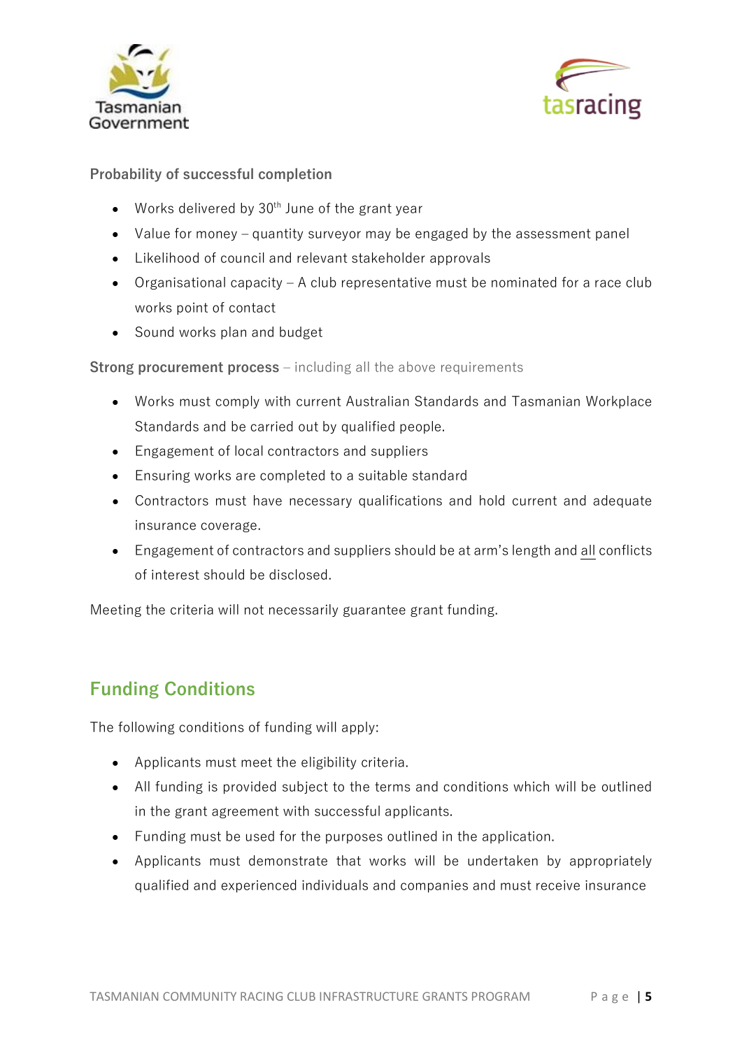**Probability of successful completion**

- Works delivered by 30th June of the grant year
- Value for money – quantity surveyor may be engaged by the assessment panel
- Likelihood of council and relevant stakeholder approvals
- Organisational capacity – A club representative must be nominated for a race club works point of contact
- Sound works plan and budget

**Strong procurement process** – including all the above requirements

- Works must comply with current Australian Standards and Tasmanian Workplace Standards and be carried out by qualified people.
- Engagement of local contractors and suppliers
- Ensuring works are completed to a suitable standard
- Contractors must have necessary qualifications and hold current and adequate insurance coverage.
- Engagement of contractors and suppliers should be at arm's length and all conflicts of interest should be disclosed.

Meeting the criteria will not necessarily guarantee grant funding.

## Funding Conditions

The following conditions of funding will apply:

- Applicants must meet the eligibility criteria.
- All funding is provided subject to the terms and conditions which will be outlined in the grant agreement with successful applicants.
- Funding must be used for the purposes outlined in the application.
- Applicants must demonstrate that works will be undertaken by appropriately qualified and experienced individuals and companies and must receive insurance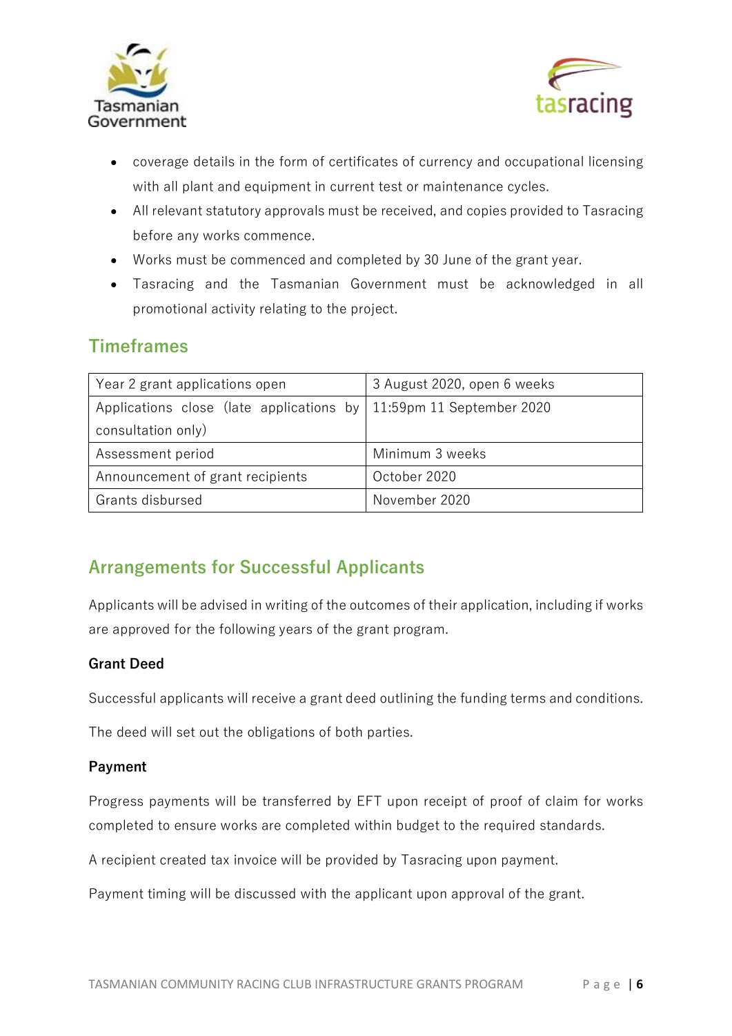- coverage details in the form of certificates of currency and occupational licensing with all plant and equipment in current test or maintenance cycles.
- All relevant statutory approvals must be received, and copies provided to Tasracing before any works commence.
- Works must be commenced and completed by 30 June of the grant year.
- Tasracing and the Tasmanian Government must be acknowledged in all promotional activity relating to the project.

## Timeframes

| | |
|---|---|
| Year 2 grant applications open | 3 August 2020, open 6 weeks |
| Applications close (late applications by consultation only) | 11:59pm 11 September 2020 |
| Assessment period | Minimum 3 weeks |
| Announcement of grant recipients | October 2020 |
| Grants disbursed | November 2020 |

## Arrangements for Successful Applicants

Applicants will be advised in writing of the outcomes of their application, including if works are approved for the following years of the grant program.

### Grant Deed

Successful applicants will receive a grant deed outlining the funding terms and conditions.

The deed will set out the obligations of both parties.

### Payment

Progress payments will be transferred by EFT upon receipt of proof of claim for works completed to ensure works are completed within budget to the required standards.

A recipient created tax invoice will be provided by Tasracing upon payment.

Payment timing will be discussed with the applicant upon approval of the grant.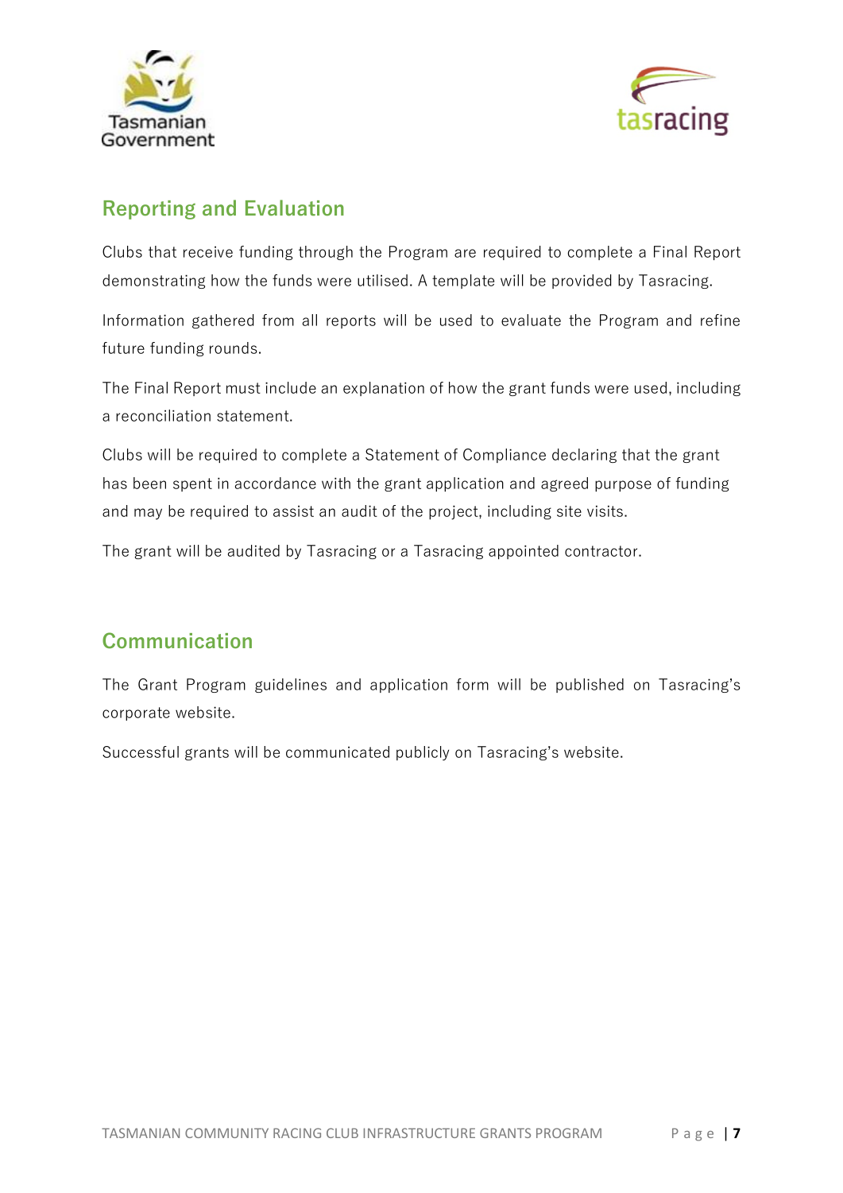## Reporting and Evaluation

Clubs that receive funding through the Program are required to complete a Final Report demonstrating how the funds were utilised. A template will be provided by Tasracing.

Information gathered from all reports will be used to evaluate the Program and refine future funding rounds.

The Final Report must include an explanation of how the grant funds were used, including a reconciliation statement.

Clubs will be required to complete a Statement of Compliance declaring that the grant has been spent in accordance with the grant application and agreed purpose of funding and may be required to assist an audit of the project, including site visits.

The grant will be audited by Tasracing or a Tasracing appointed contractor.

## Communication

The Grant Program guidelines and application form will be published on Tasracing's corporate website.

Successful grants will be communicated publicly on Tasracing's website.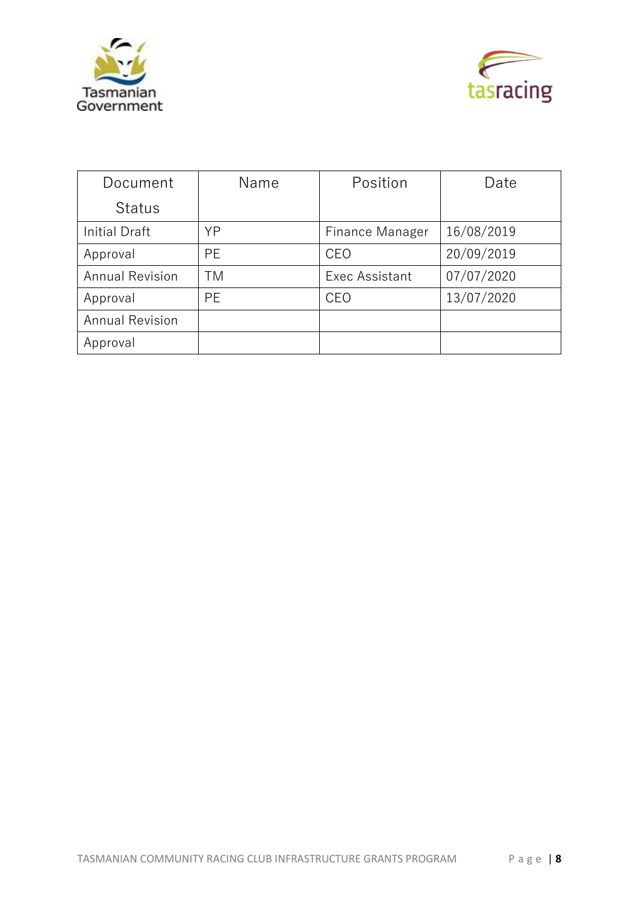| Document Status | Name | Position | Date |
|---|---|---|---|
| Initial Draft | YP | Finance Manager | 16/08/2019 |
| Approval | PE | CEO | 20/09/2019 |
| Annual Revision | TM | Exec Assistant | 07/07/2020 |
| Approval | PE | CEO | 13/07/2020 |
| Annual Revision | | | |
| Approval | | | |